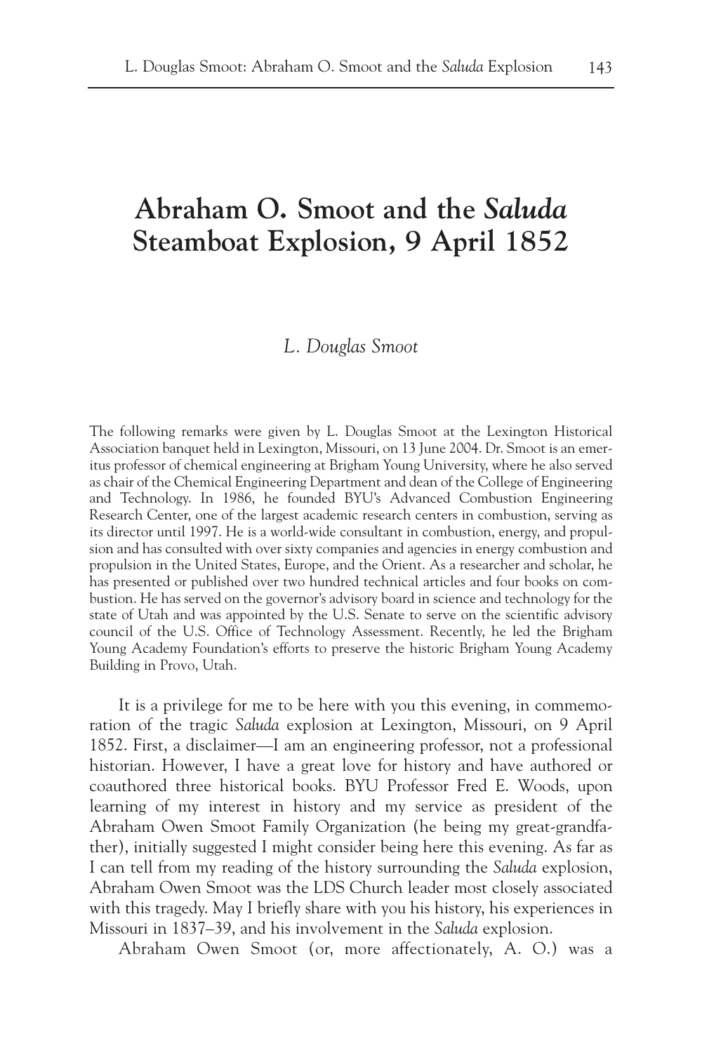# Abraham O. Smoot and the *Saluda* Steamboat Explosion, 9 April 1852

*L. Douglas Smoot*

The following remarks were given by L. Douglas Smoot at the Lexington Historical Association banquet held in Lexington, Missouri, on 13 June 2004. Dr. Smoot is an emeritus professor of chemical engineering at Brigham Young University, where he also served as chair of the Chemical Engineering Department and dean of the College of Engineering and Technology. In 1986, he founded BYU's Advanced Combustion Engineering Research Center, one of the largest academic research centers in combustion, serving as its director until 1997. He is a world-wide consultant in combustion, energy, and propulsion and has consulted with over sixty companies and agencies in energy combustion and propulsion in the United States, Europe, and the Orient. As a researcher and scholar, he has presented or published over two hundred technical articles and four books on combustion. He has served on the governor's advisory board in science and technology for the state of Utah and was appointed by the U.S. Senate to serve on the scientific advisory council of the U.S. Office of Technology Assessment. Recently, he led the Brigham Young Academy Foundation's efforts to preserve the historic Brigham Young Academy Building in Provo, Utah.

It is a privilege for me to be here with you this evening, in commemoration of the tragic *Saluda* explosion at Lexington, Missouri, on 9 April 1852. First, a disclaimer—I am an engineering professor, not a professional historian. However, I have a great love for history and have authored or coauthored three historical books. BYU Professor Fred E. Woods, upon learning of my interest in history and my service as president of the Abraham Owen Smoot Family Organization (he being my great-grandfather), initially suggested I might consider being here this evening. As far as I can tell from my reading of the history surrounding the *Saluda* explosion, Abraham Owen Smoot was the LDS Church leader most closely associated with this tragedy. May I briefly share with you his history, his experiences in Missouri in 1837–39, and his involvement in the *Saluda* explosion.

Abraham Owen Smoot (or, more affectionately, A. O.) was a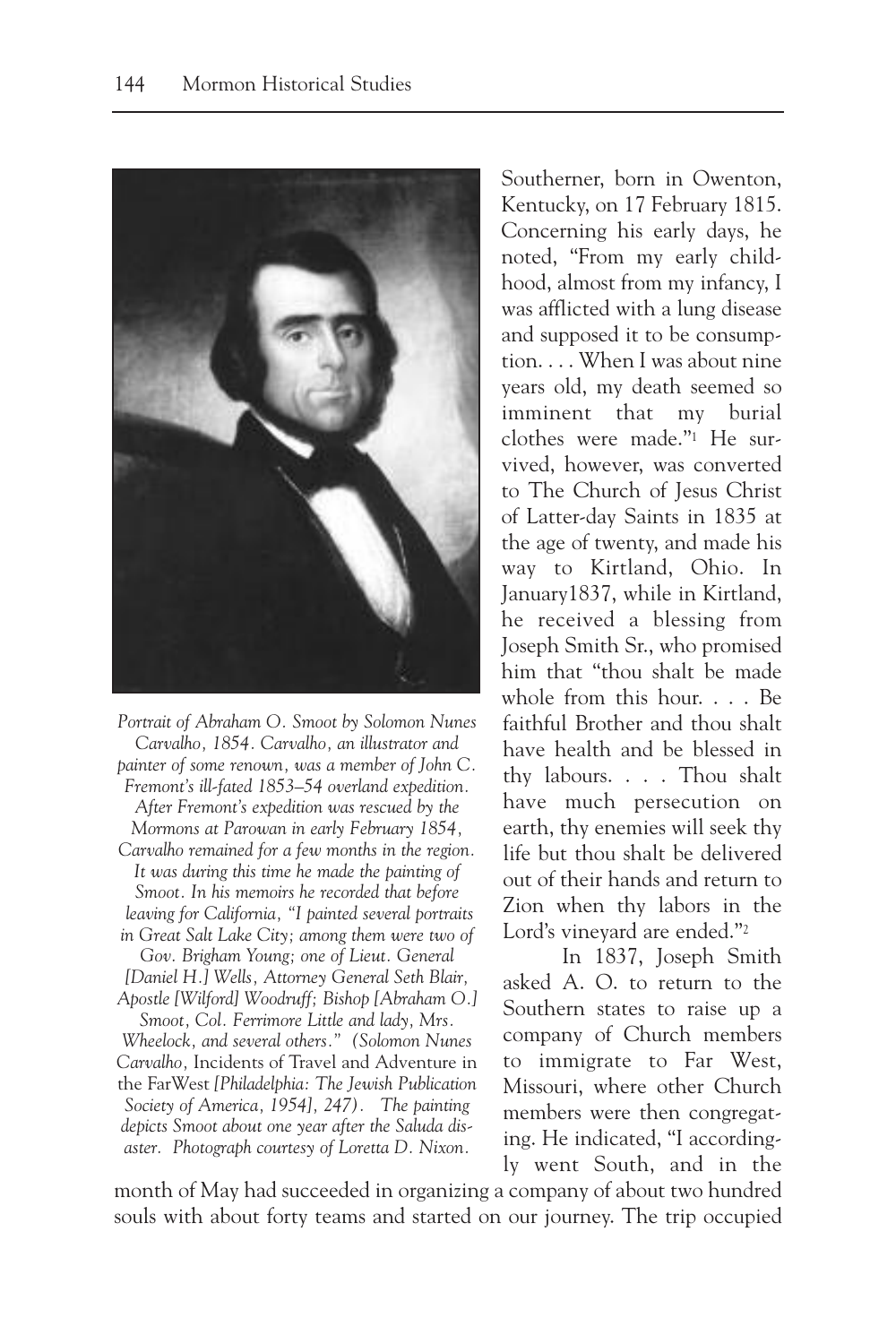*Portrait of Abraham O. Smoot by Solomon Nunes Carvalho, 1854. Carvalho, an illustrator and painter of some renown, was a member of John C. Fremont's ill-fated 1853–54 overland expedition. After Fremont's expedition was rescued by the Mormons at Parowan in early February 1854, Carvalho remained for a few months in the region. It was during this time he made the painting of Smoot. In his memoirs he recorded that before leaving for California, "I painted several portraits in Great Salt Lake City; among them were two of Gov. Brigham Young; one of Lieut. General [Daniel H.] Wells, Attorney General Seth Blair, Apostle [Wilford] Woodruff; Bishop [Abraham O.] Smoot, Col. Ferrimore Little and lady, Mrs. Wheelock, and several others." (Solomon Nunes Carvalho,* Incidents of Travel and Adventure in the FarWest *[Philadelphia: The Jewish Publication Society of America, 1954], 247). The painting depicts Smoot about one year after the Saluda disaster. Photograph courtesy of Loretta D. Nixon.*

Southerner, born in Owenton, Kentucky, on 17 February 1815. Concerning his early days, he noted, "From my early childhood, almost from my infancy, I was afflicted with a lung disease and supposed it to be consumption. . . . When I was about nine years old, my death seemed so imminent that my burial clothes were made."[1] He survived, however, was converted to The Church of Jesus Christ of Latter-day Saints in 1835 at the age of twenty, and made his way to Kirtland, Ohio. In January1837, while in Kirtland, he received a blessing from Joseph Smith Sr., who promised him that "thou shalt be made whole from this hour. . . . Be faithful Brother and thou shalt have health and be blessed in thy labours. . . . Thou shalt have much persecution on earth, thy enemies will seek thy life but thou shalt be delivered out of their hands and return to Zion when thy labors in the Lord's vineyard are ended."[2]

In 1837, Joseph Smith asked A. O. to return to the Southern states to raise up a company of Church members to immigrate to Far West, Missouri, where other Church members were then congregating. He indicated, "I accordingly went South, and in the month of May had succeeded in organizing a company of about two hundred souls with about forty teams and started on our journey. The trip occupied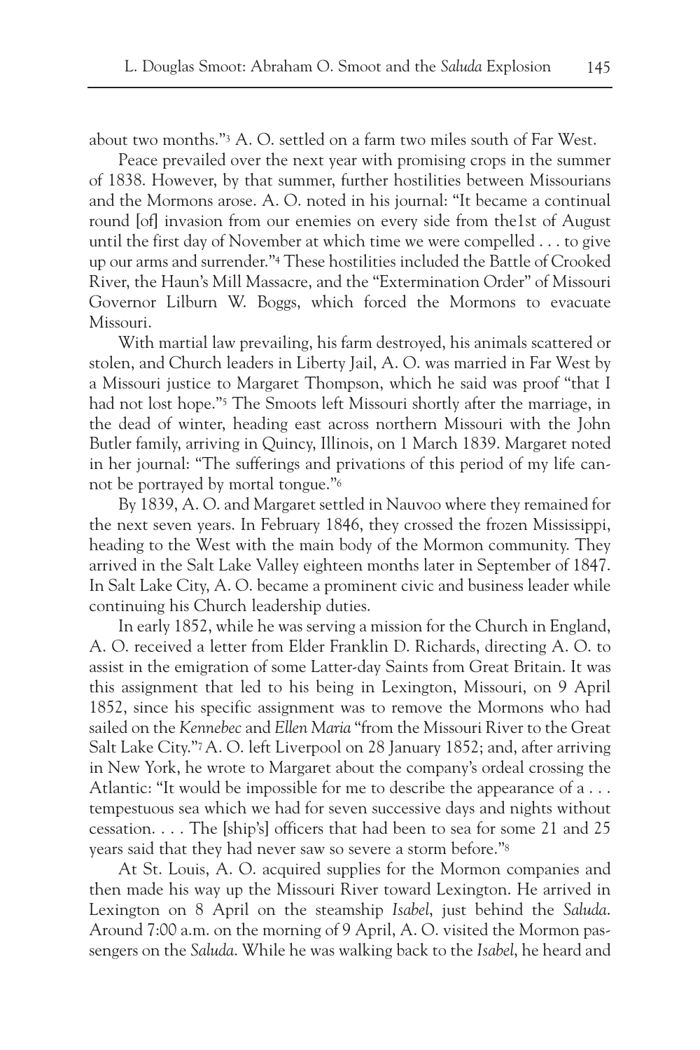about two months."[3] A. O. settled on a farm two miles south of Far West.

Peace prevailed over the next year with promising crops in the summer of 1838. However, by that summer, further hostilities between Missourians and the Mormons arose. A. O. noted in his journal: "It became a continual round [of] invasion from our enemies on every side from the1st of August until the first day of November at which time we were compelled . . . to give up our arms and surrender."[4] These hostilities included the Battle of Crooked River, the Haun's Mill Massacre, and the "Extermination Order" of Missouri Governor Lilburn W. Boggs, which forced the Mormons to evacuate Missouri.

With martial law prevailing, his farm destroyed, his animals scattered or stolen, and Church leaders in Liberty Jail, A. O. was married in Far West by a Missouri justice to Margaret Thompson, which he said was proof "that I had not lost hope."[5] The Smoots left Missouri shortly after the marriage, in the dead of winter, heading east across northern Missouri with the John Butler family, arriving in Quincy, Illinois, on 1 March 1839. Margaret noted in her journal: "The sufferings and privations of this period of my life cannot be portrayed by mortal tongue."[6]

By 1839, A. O. and Margaret settled in Nauvoo where they remained for the next seven years. In February 1846, they crossed the frozen Mississippi, heading to the West with the main body of the Mormon community. They arrived in the Salt Lake Valley eighteen months later in September of 1847. In Salt Lake City, A. O. became a prominent civic and business leader while continuing his Church leadership duties.

In early 1852, while he was serving a mission for the Church in England, A. O. received a letter from Elder Franklin D. Richards, directing A. O. to assist in the emigration of some Latter-day Saints from Great Britain. It was this assignment that led to his being in Lexington, Missouri, on 9 April 1852, since his specific assignment was to remove the Mormons who had sailed on the *Kennebec* and *Ellen Maria* "from the Missouri River to the Great Salt Lake City."[7] A. O. left Liverpool on 28 January 1852; and, after arriving in New York, he wrote to Margaret about the company's ordeal crossing the Atlantic: "It would be impossible for me to describe the appearance of a . . . tempestuous sea which we had for seven successive days and nights without cessation. . . . The [ship's] officers that had been to sea for some 21 and 25 years said that they had never saw so severe a storm before."[8]

At St. Louis, A. O. acquired supplies for the Mormon companies and then made his way up the Missouri River toward Lexington. He arrived in Lexington on 8 April on the steamship *Isabel*, just behind the *Saluda*. Around 7:00 a.m. on the morning of 9 April, A. O. visited the Mormon passengers on the *Saluda*. While he was walking back to the *Isabel*, he heard and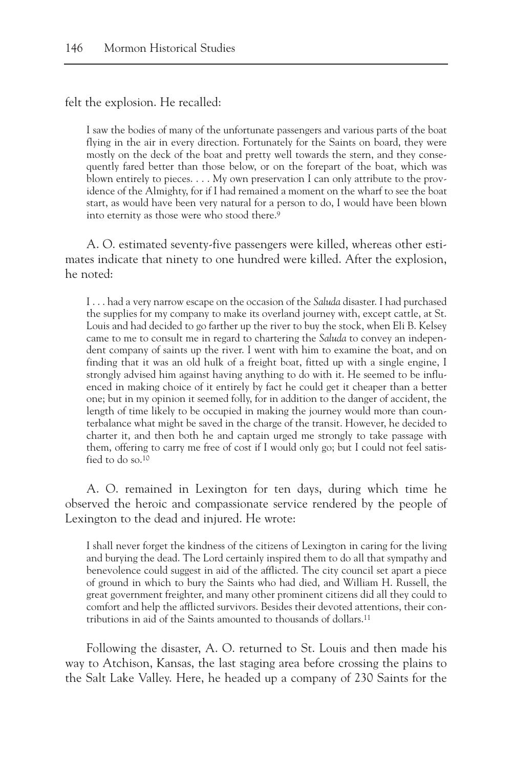felt the explosion. He recalled:

> I saw the bodies of many of the unfortunate passengers and various parts of the boat flying in the air in every direction. Fortunately for the Saints on board, they were mostly on the deck of the boat and pretty well towards the stern, and they consequently fared better than those below, or on the forepart of the boat, which was blown entirely to pieces. . . . My own preservation I can only attribute to the providence of the Almighty, for if I had remained a moment on the wharf to see the boat start, as would have been very natural for a person to do, I would have been blown into eternity as those were who stood there.[9]

A. O. estimated seventy-five passengers were killed, whereas other estimates indicate that ninety to one hundred were killed. After the explosion, he noted:

> I . . . had a very narrow escape on the occasion of the *Saluda* disaster. I had purchased the supplies for my company to make its overland journey with, except cattle, at St. Louis and had decided to go farther up the river to buy the stock, when Eli B. Kelsey came to me to consult me in regard to chartering the *Saluda* to convey an independent company of saints up the river. I went with him to examine the boat, and on finding that it was an old hulk of a freight boat, fitted up with a single engine, I strongly advised him against having anything to do with it. He seemed to be influenced in making choice of it entirely by fact he could get it cheaper than a better one; but in my opinion it seemed folly, for in addition to the danger of accident, the length of time likely to be occupied in making the journey would more than counterbalance what might be saved in the charge of the transit. However, he decided to charter it, and then both he and captain urged me strongly to take passage with them, offering to carry me free of cost if I would only go; but I could not feel satisfied to do so.[10]

A. O. remained in Lexington for ten days, during which time he observed the heroic and compassionate service rendered by the people of Lexington to the dead and injured. He wrote:

> I shall never forget the kindness of the citizens of Lexington in caring for the living and burying the dead. The Lord certainly inspired them to do all that sympathy and benevolence could suggest in aid of the afflicted. The city council set apart a piece of ground in which to bury the Saints who had died, and William H. Russell, the great government freighter, and many other prominent citizens did all they could to comfort and help the afflicted survivors. Besides their devoted attentions, their contributions in aid of the Saints amounted to thousands of dollars.[11]

Following the disaster, A. O. returned to St. Louis and then made his way to Atchison, Kansas, the last staging area before crossing the plains to the Salt Lake Valley. Here, he headed up a company of 230 Saints for the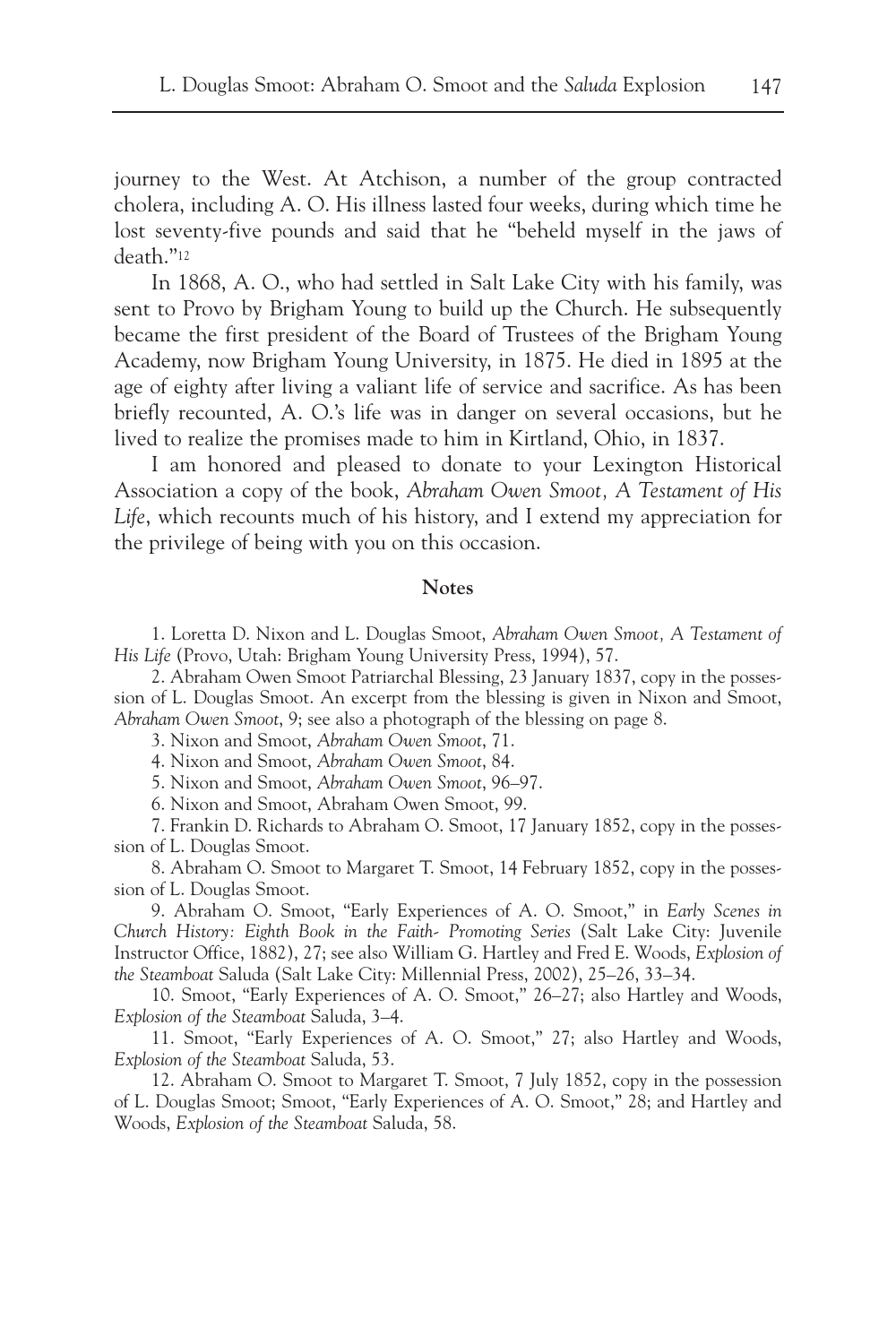journey to the West. At Atchison, a number of the group contracted cholera, including A. O. His illness lasted four weeks, during which time he lost seventy-five pounds and said that he "beheld myself in the jaws of death."[12]

In 1868, A. O., who had settled in Salt Lake City with his family, was sent to Provo by Brigham Young to build up the Church. He subsequently became the first president of the Board of Trustees of the Brigham Young Academy, now Brigham Young University, in 1875. He died in 1895 at the age of eighty after living a valiant life of service and sacrifice. As has been briefly recounted, A. O.'s life was in danger on several occasions, but he lived to realize the promises made to him in Kirtland, Ohio, in 1837.

I am honored and pleased to donate to your Lexington Historical Association a copy of the book, *Abraham Owen Smoot, A Testament of His Life*, which recounts much of his history, and I extend my appreciation for the privilege of being with you on this occasion.

## Notes

1. Loretta D. Nixon and L. Douglas Smoot, *Abraham Owen Smoot, A Testament of His Life* (Provo, Utah: Brigham Young University Press, 1994), 57.

2. Abraham Owen Smoot Patriarchal Blessing, 23 January 1837, copy in the possession of L. Douglas Smoot. An excerpt from the blessing is given in Nixon and Smoot, *Abraham Owen Smoot*, 9; see also a photograph of the blessing on page 8.

3. Nixon and Smoot, *Abraham Owen Smoot*, 71.

4. Nixon and Smoot, *Abraham Owen Smoot*, 84.

5. Nixon and Smoot, *Abraham Owen Smoot*, 96–97.

6. Nixon and Smoot, Abraham Owen Smoot, 99.

7. Frankin D. Richards to Abraham O. Smoot, 17 January 1852, copy in the possession of L. Douglas Smoot.

8. Abraham O. Smoot to Margaret T. Smoot, 14 February 1852, copy in the possession of L. Douglas Smoot.

9. Abraham O. Smoot, "Early Experiences of A. O. Smoot," in *Early Scenes in Church History: Eighth Book in the Faith- Promoting Series* (Salt Lake City: Juvenile Instructor Office, 1882), 27; see also William G. Hartley and Fred E. Woods, *Explosion of the Steamboat* Saluda (Salt Lake City: Millennial Press, 2002), 25–26, 33–34.

10. Smoot, "Early Experiences of A. O. Smoot," 26–27; also Hartley and Woods, *Explosion of the Steamboat* Saluda, 3–4.

11. Smoot, "Early Experiences of A. O. Smoot," 27; also Hartley and Woods, *Explosion of the Steamboat* Saluda, 53.

12. Abraham O. Smoot to Margaret T. Smoot, 7 July 1852, copy in the possession of L. Douglas Smoot; Smoot, "Early Experiences of A. O. Smoot," 28; and Hartley and Woods, *Explosion of the Steamboat* Saluda, 58.